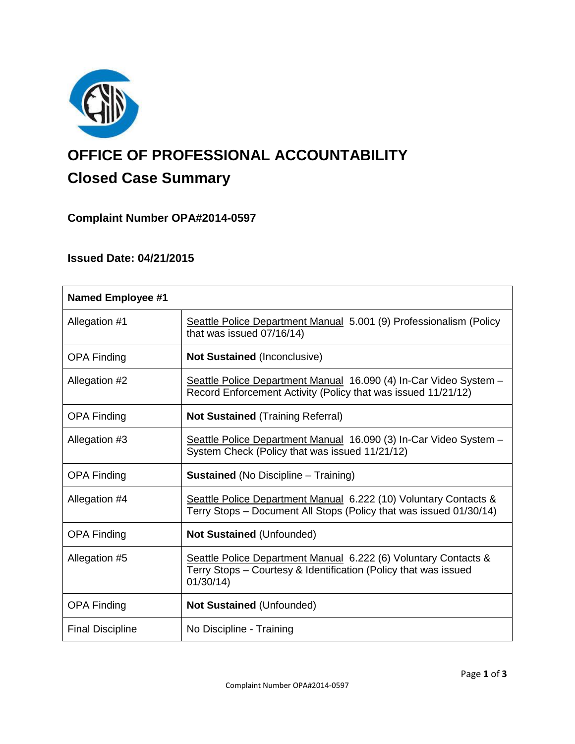# OFFICE OF PROFESSIONAL ACCOUNTABILITY

## Closed Case Summary

### Complaint Number OPA#2014-0597

### Issued Date: 04/21/2015

| Named Employee #1 | |
|---|---|
| Allegation #1 | Seattle Police Department Manual 5.001 (9) Professionalism (Policy that was issued 07/16/14) |
| OPA Finding | **Not Sustained** (Inconclusive) |
| Allegation #2 | Seattle Police Department Manual 16.090 (4) In-Car Video System – Record Enforcement Activity (Policy that was issued 11/21/12) |
| OPA Finding | **Not Sustained** (Training Referral) |
| Allegation #3 | Seattle Police Department Manual 16.090 (3) In-Car Video System – System Check (Policy that was issued 11/21/12) |
| OPA Finding | **Sustained** (No Discipline – Training) |
| Allegation #4 | Seattle Police Department Manual 6.222 (10) Voluntary Contacts & Terry Stops – Document All Stops (Policy that was issued 01/30/14) |
| OPA Finding | **Not Sustained** (Unfounded) |
| Allegation #5 | Seattle Police Department Manual 6.222 (6) Voluntary Contacts & Terry Stops – Courtesy & Identification (Policy that was issued 01/30/14) |
| OPA Finding | **Not Sustained** (Unfounded) |
| Final Discipline | No Discipline - Training |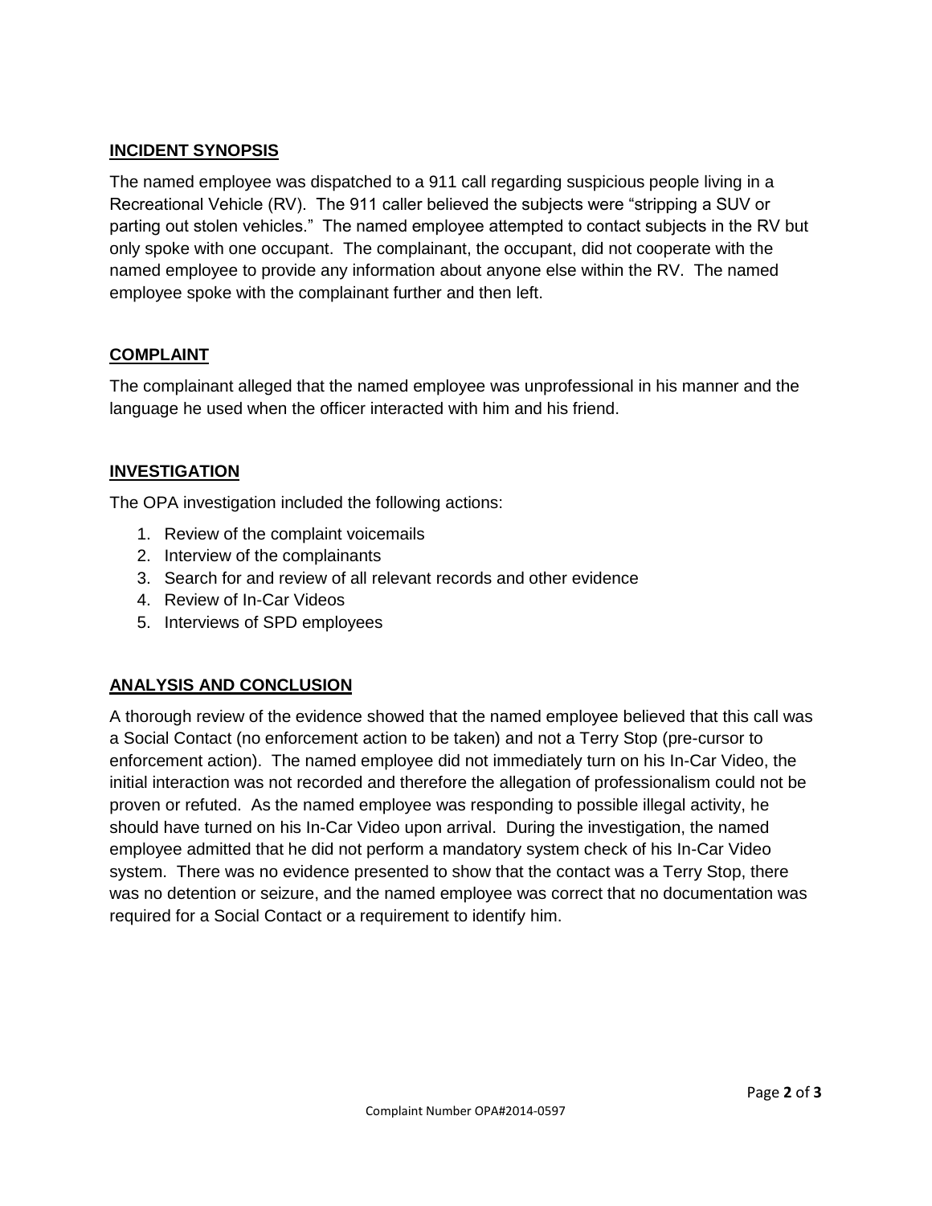## INCIDENT SYNOPSIS

The named employee was dispatched to a 911 call regarding suspicious people living in a Recreational Vehicle (RV). The 911 caller believed the subjects were "stripping a SUV or parting out stolen vehicles." The named employee attempted to contact subjects in the RV but only spoke with one occupant. The complainant, the occupant, did not cooperate with the named employee to provide any information about anyone else within the RV. The named employee spoke with the complainant further and then left.

## COMPLAINT

The complainant alleged that the named employee was unprofessional in his manner and the language he used when the officer interacted with him and his friend.

## INVESTIGATION

The OPA investigation included the following actions:

1. Review of the complaint voicemails
2. Interview of the complainants
3. Search for and review of all relevant records and other evidence
4. Review of In-Car Videos
5. Interviews of SPD employees

## ANALYSIS AND CONCLUSION

A thorough review of the evidence showed that the named employee believed that this call was a Social Contact (no enforcement action to be taken) and not a Terry Stop (pre-cursor to enforcement action). The named employee did not immediately turn on his In-Car Video, the initial interaction was not recorded and therefore the allegation of professionalism could not be proven or refuted. As the named employee was responding to possible illegal activity, he should have turned on his In-Car Video upon arrival. During the investigation, the named employee admitted that he did not perform a mandatory system check of his In-Car Video system. There was no evidence presented to show that the contact was a Terry Stop, there was no detention or seizure, and the named employee was correct that no documentation was required for a Social Contact or a requirement to identify him.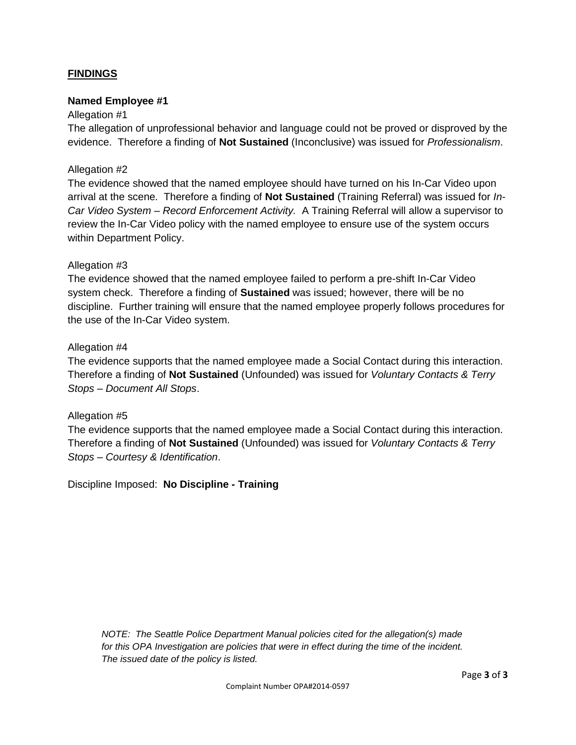## FINDINGS

**Named Employee #1**

Allegation #1

The allegation of unprofessional behavior and language could not be proved or disproved by the evidence. Therefore a finding of **Not Sustained** (Inconclusive) was issued for *Professionalism*.

Allegation #2

The evidence showed that the named employee should have turned on his In-Car Video upon arrival at the scene. Therefore a finding of **Not Sustained** (Training Referral) was issued for *In-Car Video System – Record Enforcement Activity.* A Training Referral will allow a supervisor to review the In-Car Video policy with the named employee to ensure use of the system occurs within Department Policy.

Allegation #3

The evidence showed that the named employee failed to perform a pre-shift In-Car Video system check. Therefore a finding of **Sustained** was issued; however, there will be no discipline. Further training will ensure that the named employee properly follows procedures for the use of the In-Car Video system.

Allegation #4

The evidence supports that the named employee made a Social Contact during this interaction. Therefore a finding of **Not Sustained** (Unfounded) was issued for *Voluntary Contacts & Terry Stops – Document All Stops*.

Allegation #5

The evidence supports that the named employee made a Social Contact during this interaction. Therefore a finding of **Not Sustained** (Unfounded) was issued for *Voluntary Contacts & Terry Stops – Courtesy & Identification*.

Discipline Imposed: **No Discipline - Training**

*NOTE: The Seattle Police Department Manual policies cited for the allegation(s) made for this OPA Investigation are policies that were in effect during the time of the incident. The issued date of the policy is listed.*

Complaint Number OPA#2014-0597